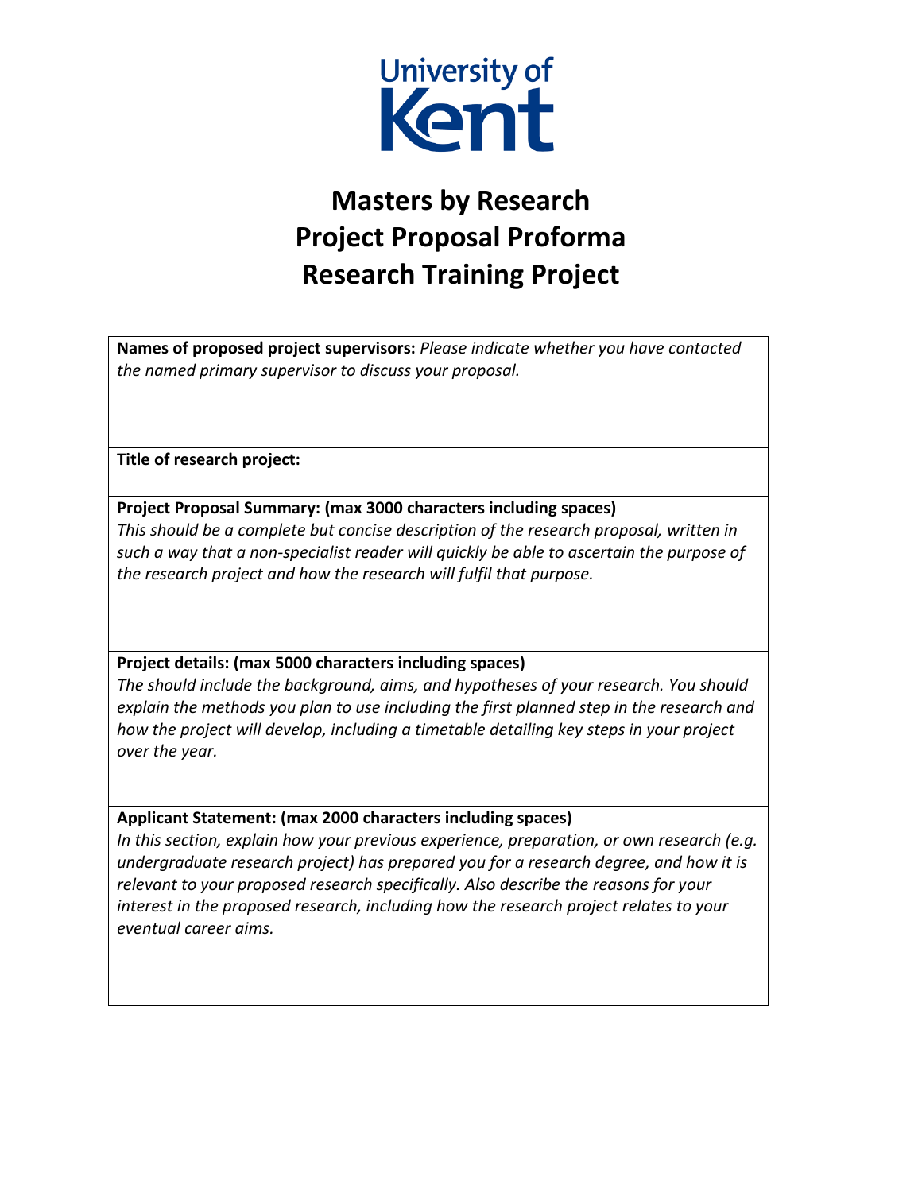University of Kent

# Masters by Research
# Project Proposal Proforma
# Research Training Project

**Names of proposed project supervisors:** *Please indicate whether you have contacted the named primary supervisor to discuss your proposal.*

**Title of research project:**

**Project Proposal Summary: (max 3000 characters including spaces)**
*This should be a complete but concise description of the research proposal, written in such a way that a non-specialist reader will quickly be able to ascertain the purpose of the research project and how the research will fulfil that purpose.*

**Project details: (max 5000 characters including spaces)**
*The should include the background, aims, and hypotheses of your research. You should explain the methods you plan to use including the first planned step in the research and how the project will develop, including a timetable detailing key steps in your project over the year.*

**Applicant Statement: (max 2000 characters including spaces)**
*In this section, explain how your previous experience, preparation, or own research (e.g. undergraduate research project) has prepared you for a research degree, and how it is relevant to your proposed research specifically. Also describe the reasons for your interest in the proposed research, including how the research project relates to your eventual career aims.*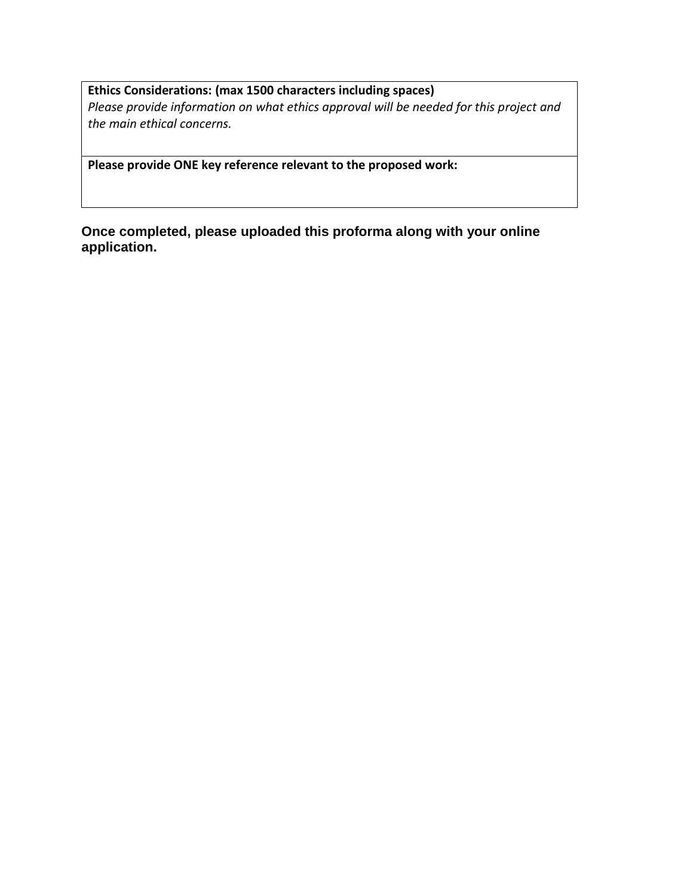| |
|---|
| **Ethics Considerations: (max 1500 characters including spaces)**<br>*Please provide information on what ethics approval will be needed for this project and the main ethical concerns.* |
| **Please provide ONE key reference relevant to the proposed work:** |

**Once completed, please uploaded this proforma along with your online application.**